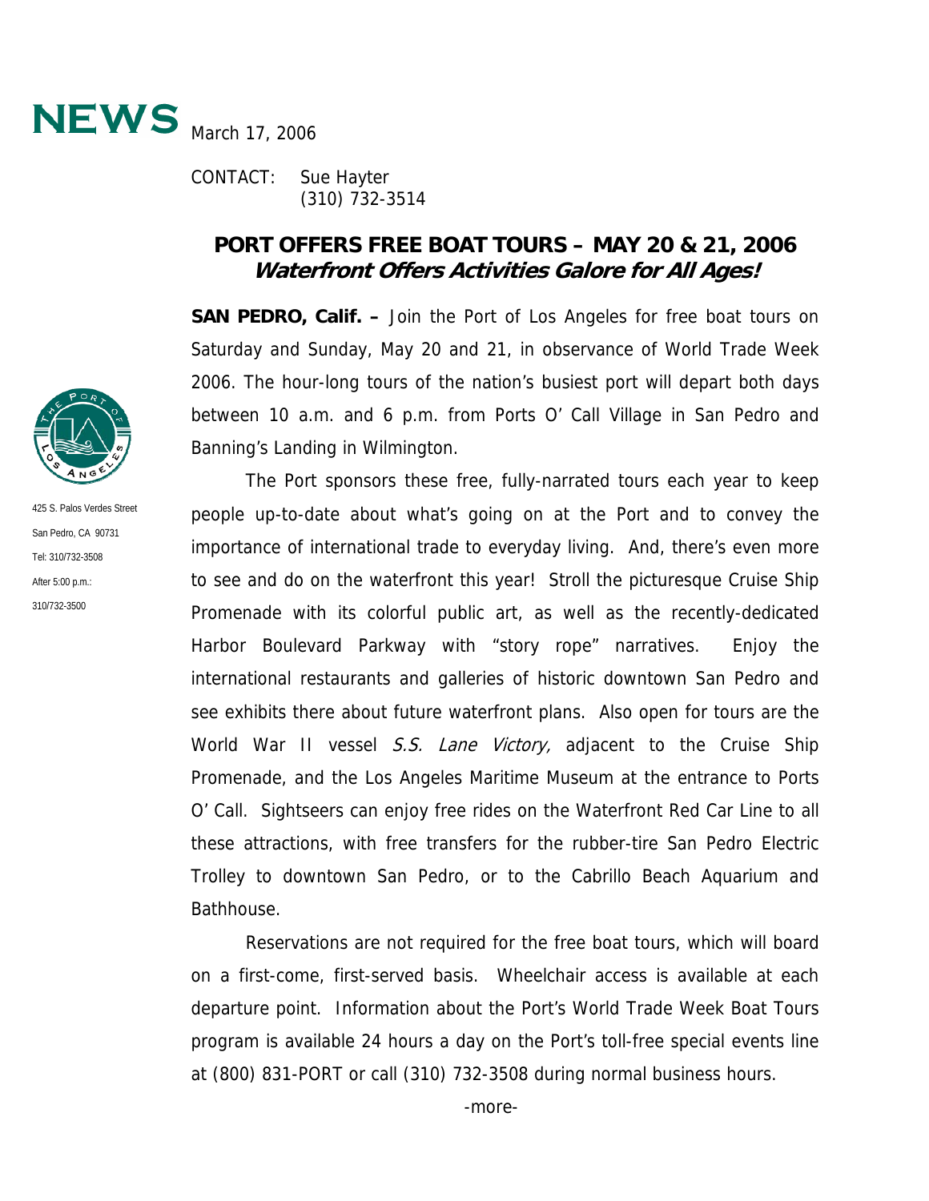# NEWS

March 17, 2006

CONTACT: Sue Hayter
(310) 732-3514

425 S. Palos Verdes Street
San Pedro, CA 90731
Tel: 310/732-3508
After 5:00 p.m.:
310/732-3500

## PORT OFFERS FREE BOAT TOURS – MAY 20 & 21, 2006

### *Waterfront Offers Activities Galore for All Ages!*

**SAN PEDRO, Calif. –** Join the Port of Los Angeles for free boat tours on Saturday and Sunday, May 20 and 21, in observance of World Trade Week 2006. The hour-long tours of the nation's busiest port will depart both days between 10 a.m. and 6 p.m. from Ports O' Call Village in San Pedro and Banning's Landing in Wilmington.

The Port sponsors these free, fully-narrated tours each year to keep people up-to-date about what's going on at the Port and to convey the importance of international trade to everyday living. And, there's even more to see and do on the waterfront this year! Stroll the picturesque Cruise Ship Promenade with its colorful public art, as well as the recently-dedicated Harbor Boulevard Parkway with "story rope" narratives. Enjoy the international restaurants and galleries of historic downtown San Pedro and see exhibits there about future waterfront plans. Also open for tours are the World War II vessel *S.S. Lane Victory,* adjacent to the Cruise Ship Promenade, and the Los Angeles Maritime Museum at the entrance to Ports O' Call. Sightseers can enjoy free rides on the Waterfront Red Car Line to all these attractions, with free transfers for the rubber-tire San Pedro Electric Trolley to downtown San Pedro, or to the Cabrillo Beach Aquarium and Bathhouse.

Reservations are not required for the free boat tours, which will board on a first-come, first-served basis. Wheelchair access is available at each departure point. Information about the Port's World Trade Week Boat Tours program is available 24 hours a day on the Port's toll-free special events line at (800) 831-PORT or call (310) 732-3508 during normal business hours.

-more-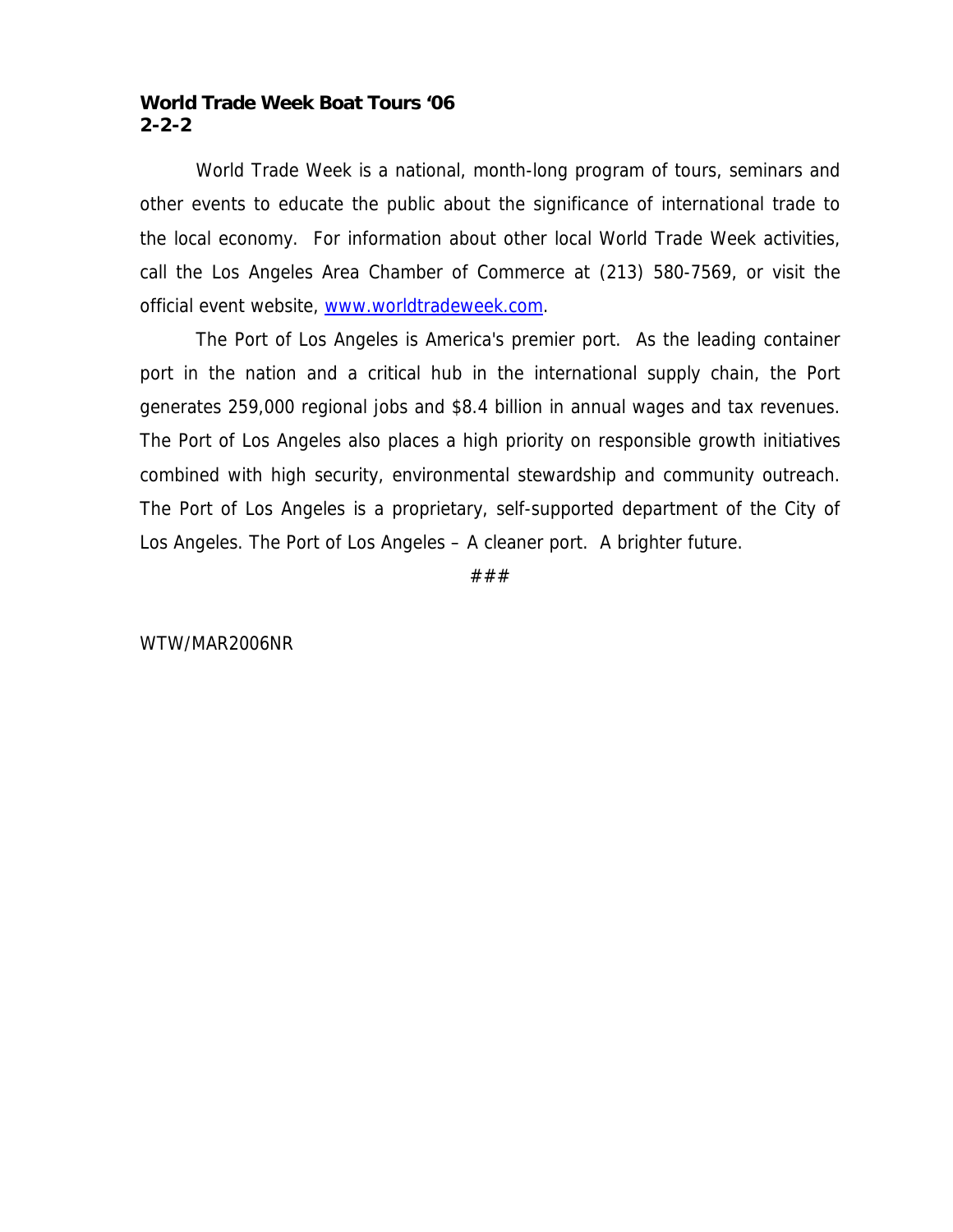**World Trade Week Boat Tours '06**
**2-2-2**

World Trade Week is a national, month-long program of tours, seminars and other events to educate the public about the significance of international trade to the local economy. For information about other local World Trade Week activities, call the Los Angeles Area Chamber of Commerce at (213) 580-7569, or visit the official event website, www.worldtradeweek.com.

The Port of Los Angeles is America's premier port. As the leading container port in the nation and a critical hub in the international supply chain, the Port generates 259,000 regional jobs and $8.4 billion in annual wages and tax revenues. The Port of Los Angeles also places a high priority on responsible growth initiatives combined with high security, environmental stewardship and community outreach. The Port of Los Angeles is a proprietary, self-supported department of the City of Los Angeles. The Port of Los Angeles – A cleaner port. A brighter future.

###

WTW/MAR2006NR